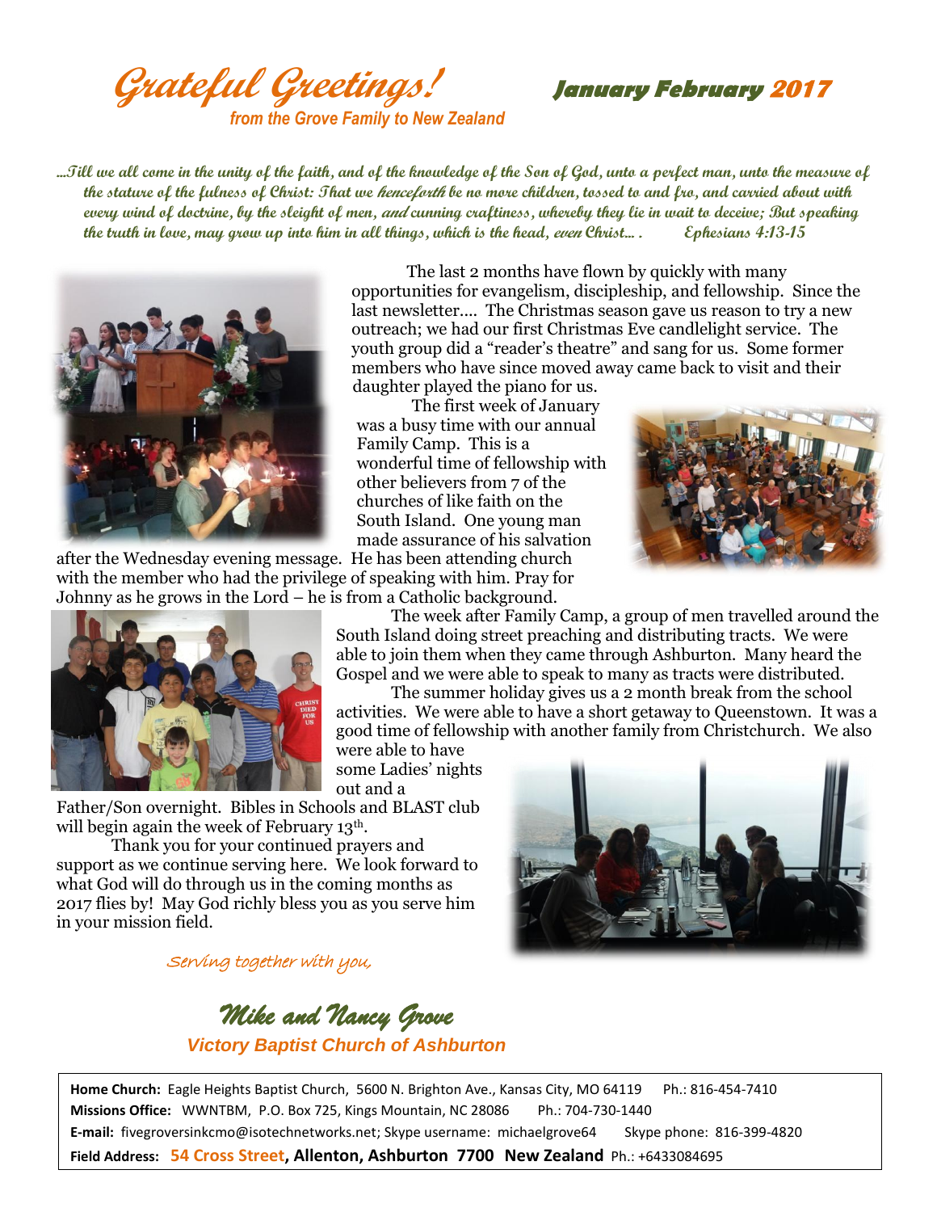# *Grateful Greetings!*

*from the Grove Family to New Zealand*

***January February 2017***

***…Till we all come in the unity of the faith, and of the knowledge of the Son of God, unto a perfect man, unto the measure of the stature of the fulness of Christ: That we henceforth be no more children, tossed to and fro, and carried about with every wind of doctrine, by the sleight of men, and cunning craftiness, whereby they lie in wait to deceive; But speaking the truth in love, may grow up into him in all things, which is the head, even Christ… .     Ephesians 4:13-15***

The last 2 months have flown by quickly with many opportunities for evangelism, discipleship, and fellowship. Since the last newsletter…. The Christmas season gave us reason to try a new outreach; we had our first Christmas Eve candlelight service. The youth group did a "reader's theatre" and sang for us. Some former members who have since moved away came back to visit and their daughter played the piano for us.

The first week of January was a busy time with our annual Family Camp. This is a wonderful time of fellowship with other believers from 7 of the churches of like faith on the South Island. One young man made assurance of his salvation after the Wednesday evening message. He has been attending church with the member who had the privilege of speaking with him. Pray for Johnny as he grows in the Lord – he is from a Catholic background.

The week after Family Camp, a group of men travelled around the South Island doing street preaching and distributing tracts. We were able to join them when they came through Ashburton. Many heard the Gospel and we were able to speak to many as tracts were distributed.

The summer holiday gives us a 2 month break from the school activities. We were able to have a short getaway to Queenstown. It was a good time of fellowship with another family from Christchurch. We also were able to have some Ladies' nights out and a Father/Son overnight. Bibles in Schools and BLAST club will begin again the week of February 13th.

Thank you for your continued prayers and support as we continue serving here. We look forward to what God will do through us in the coming months as 2017 flies by! May God richly bless you as you serve him in your mission field.

*Serving together with you,*

***Mike and Nancy Grove***

***Victory Baptist Church of Ashburton***

**Home Church:** Eagle Heights Baptist Church, 5600 N. Brighton Ave., Kansas City, MO 64119   Ph.: 816-454-7410
**Missions Office:** WWNTBM, P.O. Box 725, Kings Mountain, NC 28086   Ph.: 704-730-1440
**E-mail:** fivegroversinkcmo@isotechnetworks.net; Skype username: michaelgrove64   Skype phone: 816-399-4820
**Field Address:** **54 Cross Street, Allenton, Ashburton 7700 New Zealand** Ph.: +6433084695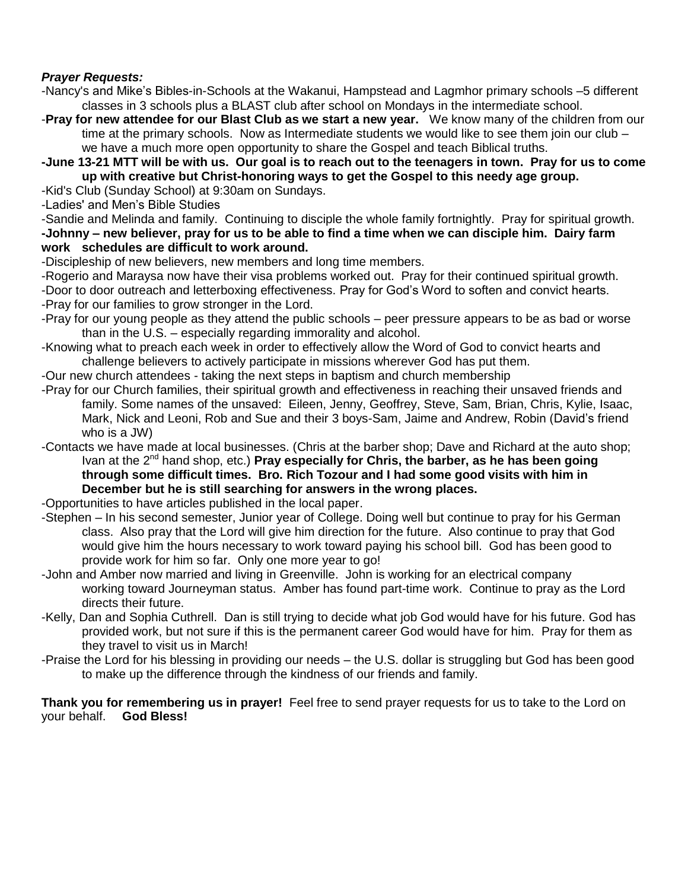***Prayer Requests:***

-Nancy's and Mike's Bibles-in-Schools at the Wakanui, Hampstead and Lagmhor primary schools –5 different classes in 3 schools plus a BLAST club after school on Mondays in the intermediate school.

-**Pray for new attendee for our Blast Club as we start a new year.** We know many of the children from our time at the primary schools. Now as Intermediate students we would like to see them join our club – we have a much more open opportunity to share the Gospel and teach Biblical truths.

**-June 13-21 MTT will be with us. Our goal is to reach out to the teenagers in town. Pray for us to come up with creative but Christ-honoring ways to get the Gospel to this needy age group.**

-Kid's Club (Sunday School) at 9:30am on Sundays.

-Ladies' and Men's Bible Studies

-Sandie and Melinda and family. Continuing to disciple the whole family fortnightly. Pray for spiritual growth.

**-Johnny – new believer, pray for us to be able to find a time when we can disciple him. Dairy farm work schedules are difficult to work around.**

-Discipleship of new believers, new members and long time members.

-Rogerio and Maraysa now have their visa problems worked out. Pray for their continued spiritual growth.

-Door to door outreach and letterboxing effectiveness. Pray for God's Word to soften and convict hearts.

-Pray for our families to grow stronger in the Lord.

-Pray for our young people as they attend the public schools – peer pressure appears to be as bad or worse than in the U.S. – especially regarding immorality and alcohol.

-Knowing what to preach each week in order to effectively allow the Word of God to convict hearts and challenge believers to actively participate in missions wherever God has put them.

-Our new church attendees - taking the next steps in baptism and church membership

-Pray for our Church families, their spiritual growth and effectiveness in reaching their unsaved friends and family. Some names of the unsaved: Eileen, Jenny, Geoffrey, Steve, Sam, Brian, Chris, Kylie, Isaac, Mark, Nick and Leoni, Rob and Sue and their 3 boys-Sam, Jaime and Andrew, Robin (David's friend who is a JW)

-Contacts we have made at local businesses. (Chris at the barber shop; Dave and Richard at the auto shop; Ivan at the 2nd hand shop, etc.) **Pray especially for Chris, the barber, as he has been going through some difficult times. Bro. Rich Tozour and I had some good visits with him in December but he is still searching for answers in the wrong places.**

-Opportunities to have articles published in the local paper.

-Stephen – In his second semester, Junior year of College. Doing well but continue to pray for his German class. Also pray that the Lord will give him direction for the future. Also continue to pray that God would give him the hours necessary to work toward paying his school bill. God has been good to provide work for him so far. Only one more year to go!

-John and Amber now married and living in Greenville. John is working for an electrical company working toward Journeyman status. Amber has found part-time work. Continue to pray as the Lord directs their future.

-Kelly, Dan and Sophia Cuthrell. Dan is still trying to decide what job God would have for his future. God has provided work, but not sure if this is the permanent career God would have for him. Pray for them as they travel to visit us in March!

-Praise the Lord for his blessing in providing our needs – the U.S. dollar is struggling but God has been good to make up the difference through the kindness of our friends and family.

**Thank you for remembering us in prayer!** Feel free to send prayer requests for us to take to the Lord on your behalf. **God Bless!**